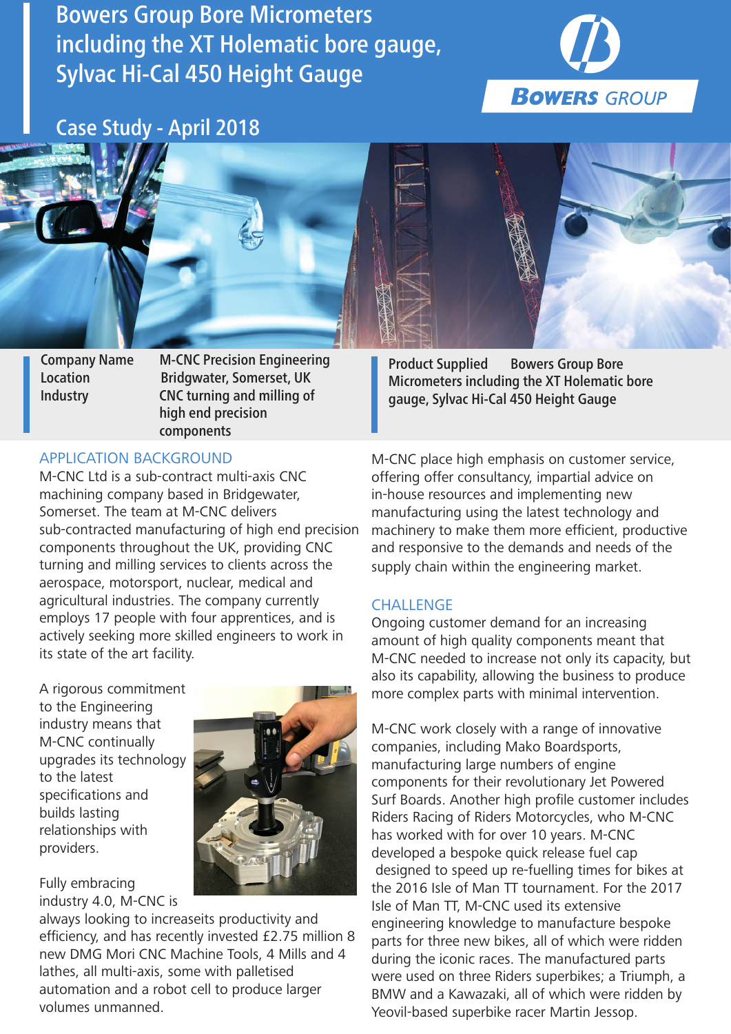# Bowers Group Bore Micrometers including the XT Holematic bore gauge, Sylvac Hi-Cal 450 Height Gauge

BOWERS GROUP

## Case Study - April 2018

| | |
|---|---|
| **Company Name** | **M-CNC Precision Engineering** |
| **Location** | **Bridgwater, Somerset, UK** |
| **Industry** | **CNC turning and milling of high end precision components** |

**Product Supplied** **Bowers Group Bore Micrometers including the XT Holematic bore gauge, Sylvac Hi-Cal 450 Height Gauge**

### APPLICATION BACKGROUND

M-CNC Ltd is a sub-contract multi-axis CNC machining company based in Bridgewater, Somerset. The team at M-CNC delivers sub-contracted manufacturing of high end precision components throughout the UK, providing CNC turning and milling services to clients across the aerospace, motorsport, nuclear, medical and agricultural industries. The company currently employs 17 people with four apprentices, and is actively seeking more skilled engineers to work in its state of the art facility.

A rigorous commitment to the Engineering industry means that M-CNC continually upgrades its technology to the latest specifications and builds lasting relationships with providers.

Fully embracing industry 4.0, M-CNC is always looking to increaseits productivity and efficiency, and has recently invested £2.75 million 8 new DMG Mori CNC Machine Tools, 4 Mills and 4 lathes, all multi-axis, some with palletised automation and a robot cell to produce larger volumes unmanned.

M-CNC place high emphasis on customer service, offering offer consultancy, impartial advice on in-house resources and implementing new manufacturing using the latest technology and machinery to make them more efficient, productive and responsive to the demands and needs of the supply chain within the engineering market.

### CHALLENGE

Ongoing customer demand for an increasing amount of high quality components meant that M-CNC needed to increase not only its capacity, but also its capability, allowing the business to produce more complex parts with minimal intervention.

M-CNC work closely with a range of innovative companies, including Mako Boardsports, manufacturing large numbers of engine components for their revolutionary Jet Powered Surf Boards. Another high profile customer includes Riders Racing of Riders Motorcycles, who M-CNC has worked with for over 10 years. M-CNC developed a bespoke quick release fuel cap designed to speed up re-fuelling times for bikes at the 2016 Isle of Man TT tournament. For the 2017 Isle of Man TT, M-CNC used its extensive engineering knowledge to manufacture bespoke parts for three new bikes, all of which were ridden during the iconic races. The manufactured parts were used on three Riders superbikes; a Triumph, a BMW and a Kawazaki, all of which were ridden by Yeovil-based superbike racer Martin Jessop.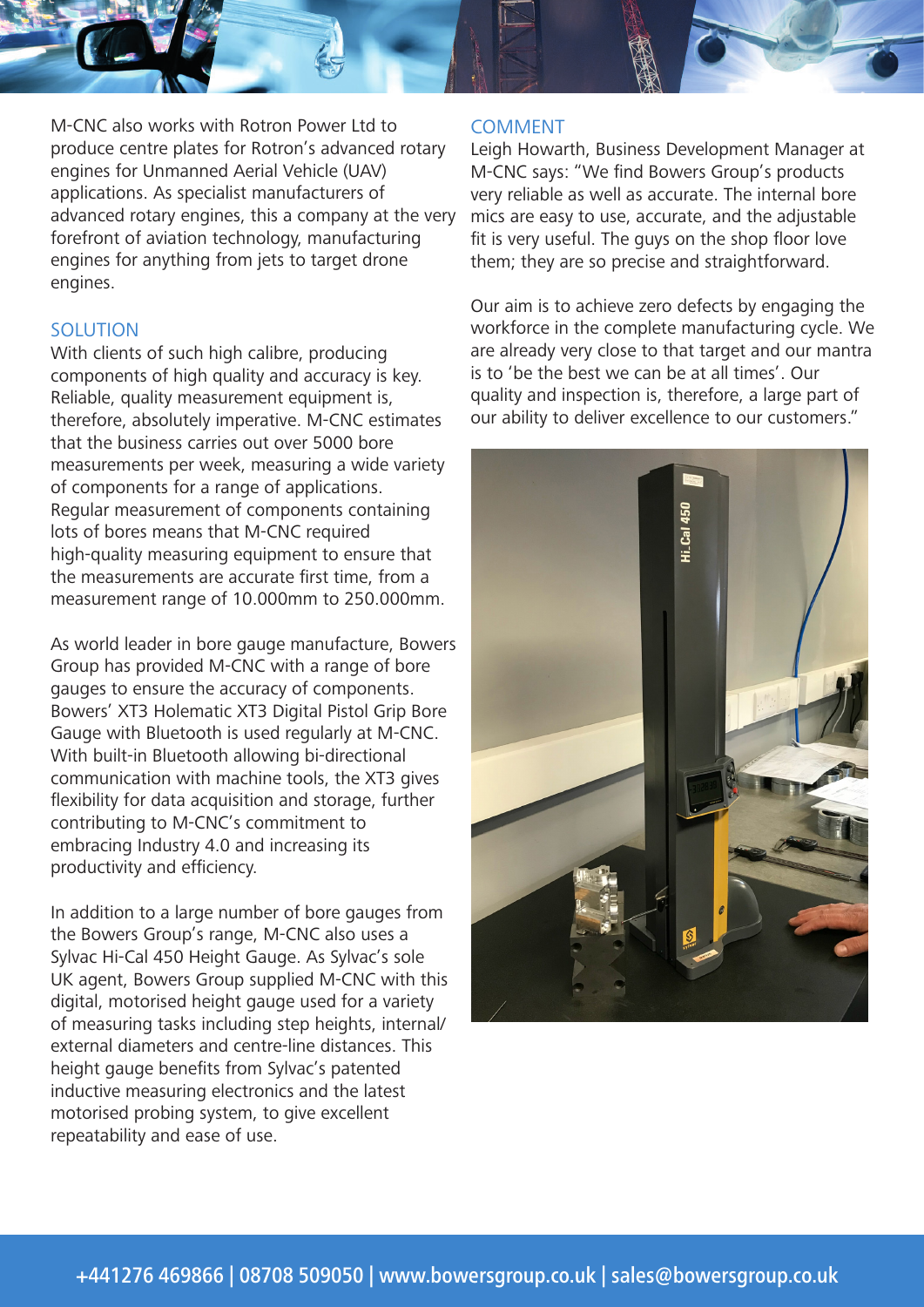M-CNC also works with Rotron Power Ltd to produce centre plates for Rotron's advanced rotary engines for Unmanned Aerial Vehicle (UAV) applications. As specialist manufacturers of advanced rotary engines, this a company at the very forefront of aviation technology, manufacturing engines for anything from jets to target drone engines.

## SOLUTION

With clients of such high calibre, producing components of high quality and accuracy is key. Reliable, quality measurement equipment is, therefore, absolutely imperative. M-CNC estimates that the business carries out over 5000 bore measurements per week, measuring a wide variety of components for a range of applications. Regular measurement of components containing lots of bores means that M-CNC required high-quality measuring equipment to ensure that the measurements are accurate first time, from a measurement range of 10.000mm to 250.000mm.

As world leader in bore gauge manufacture, Bowers Group has provided M-CNC with a range of bore gauges to ensure the accuracy of components. Bowers' XT3 Holematic XT3 Digital Pistol Grip Bore Gauge with Bluetooth is used regularly at M-CNC. With built-in Bluetooth allowing bi-directional communication with machine tools, the XT3 gives flexibility for data acquisition and storage, further contributing to M-CNC's commitment to embracing Industry 4.0 and increasing its productivity and efficiency.

In addition to a large number of bore gauges from the Bowers Group's range, M-CNC also uses a Sylvac Hi-Cal 450 Height Gauge. As Sylvac's sole UK agent, Bowers Group supplied M-CNC with this digital, motorised height gauge used for a variety of measuring tasks including step heights, internal/ external diameters and centre-line distances. This height gauge benefits from Sylvac's patented inductive measuring electronics and the latest motorised probing system, to give excellent repeatability and ease of use.

## COMMENT

Leigh Howarth, Business Development Manager at M-CNC says: "We find Bowers Group's products very reliable as well as accurate. The internal bore mics are easy to use, accurate, and the adjustable fit is very useful. The guys on the shop floor love them; they are so precise and straightforward.

Our aim is to achieve zero defects by engaging the workforce in the complete manufacturing cycle. We are already very close to that target and our mantra is to 'be the best we can be at all times'. Our quality and inspection is, therefore, a large part of our ability to deliver excellence to our customers."

+441276 469866 | 08708 509050 | www.bowersgroup.co.uk | sales@bowersgroup.co.uk